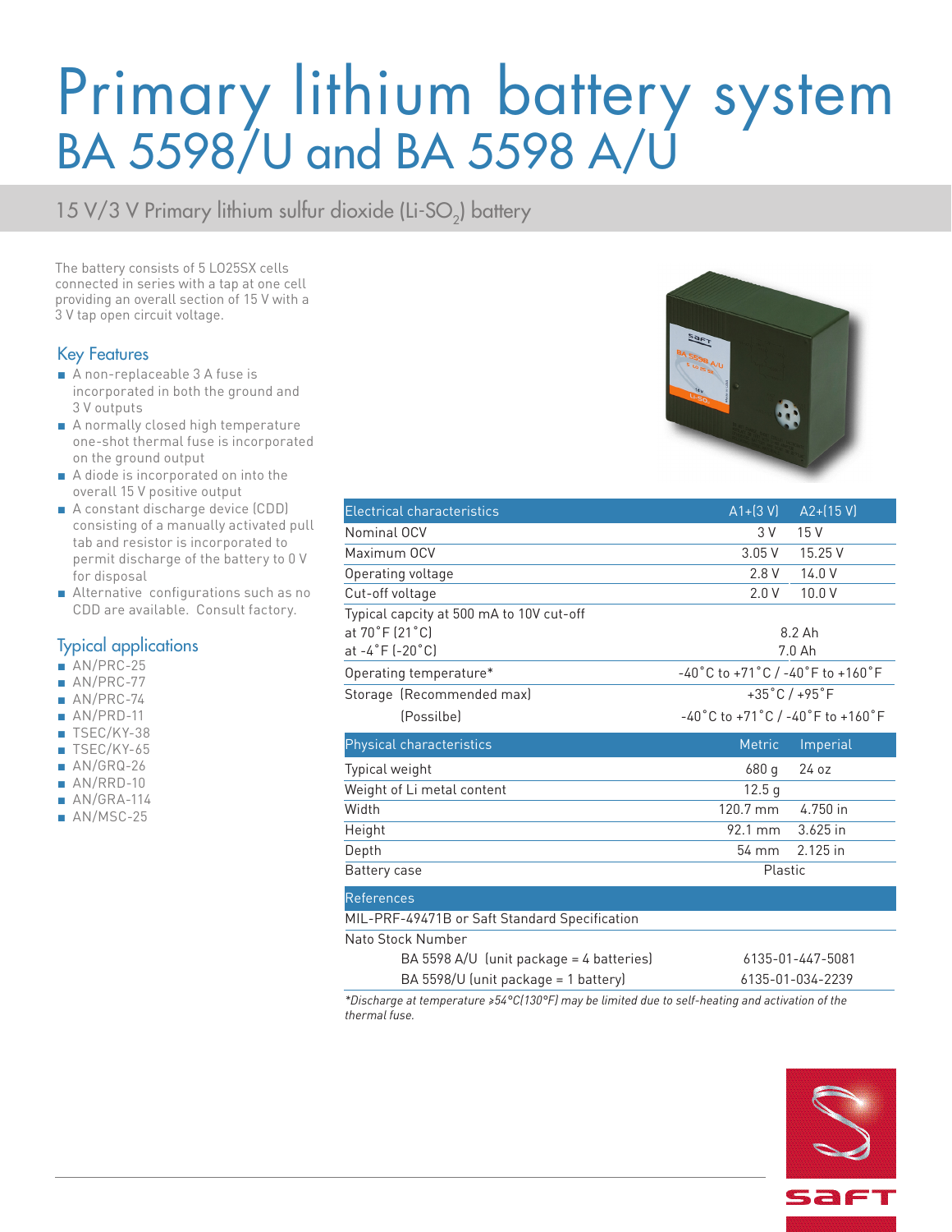# Primary lithium battery system
# BA 5598/U and BA 5598 A/U

## 15 V/3 V Primary lithium sulfur dioxide (Li-$SO_2$) battery

The battery consists of 5 LO25SX cells connected in series with a tap at one cell providing an overall section of 15 V with a 3 V tap open circuit voltage.

### Key Features

- A non-replaceable 3 A fuse is incorporated in both the ground and 3 V outputs
- A normally closed high temperature one-shot thermal fuse is incorporated on the ground output
- A diode is incorporated on into the overall 15 V positive output
- A constant discharge device (CDD) consisting of a manually activated pull tab and resistor is incorporated to permit discharge of the battery to 0 V for disposal
- Alternative configurations such as no CDD are available. Consult factory.

### Typical applications

- AN/PRC-25
- AN/PRC-77
- AN/PRC-74
- AN/PRD-11
- TSEC/KY-38
- TSEC/KY-65
- AN/GRQ-26
- AN/RRD-10
- AN/GRA-114
- AN/MSC-25

| Electrical characteristics | A1+(3 V) | A2+(15 V) |
|---|---|---|
| Nominal OCV | 3 V | 15 V |
| Maximum OCV | 3.05 V | 15.25 V |
| Operating voltage | 2.8 V | 14.0 V |
| Cut-off voltage | 2.0 V | 10.0 V |
| Typical capcity at 500 mA to 10V cut-off | | |
| at 70˚F (21˚C) | 8.2 Ah | |
| at -4˚F (-20˚C) | 7.0 Ah | |
| Operating temperature* | -40˚C to +71˚C / -40˚F to +160˚F | |
| Storage (Recommended max) | +35˚C / +95˚F | |
| (Possilbe) | -40˚C to +71˚C / -40˚F to +160˚F | |

| Physical characteristics | Metric | Imperial |
|---|---|---|
| Typical weight | 680 g | 24 oz |
| Weight of Li metal content | 12.5 g | |
| Width | 120.7 mm | 4.750 in |
| Height | 92.1 mm | 3.625 in |
| Depth | 54 mm | 2.125 in |
| Battery case | Plastic | |

| References | |
|---|---|
| MIL-PRF-49471B or Saft Standard Specification | |
| Nato Stock Number | |
| BA 5598 A/U (unit package = 4 batteries) | 6135-01-447-5081 |
| BA 5598/U (unit package = 1 battery) | 6135-01-034-2239 |

*Discharge at temperature ≥54°C(130°F) may be limited due to self-heating and activation of the thermal fuse.*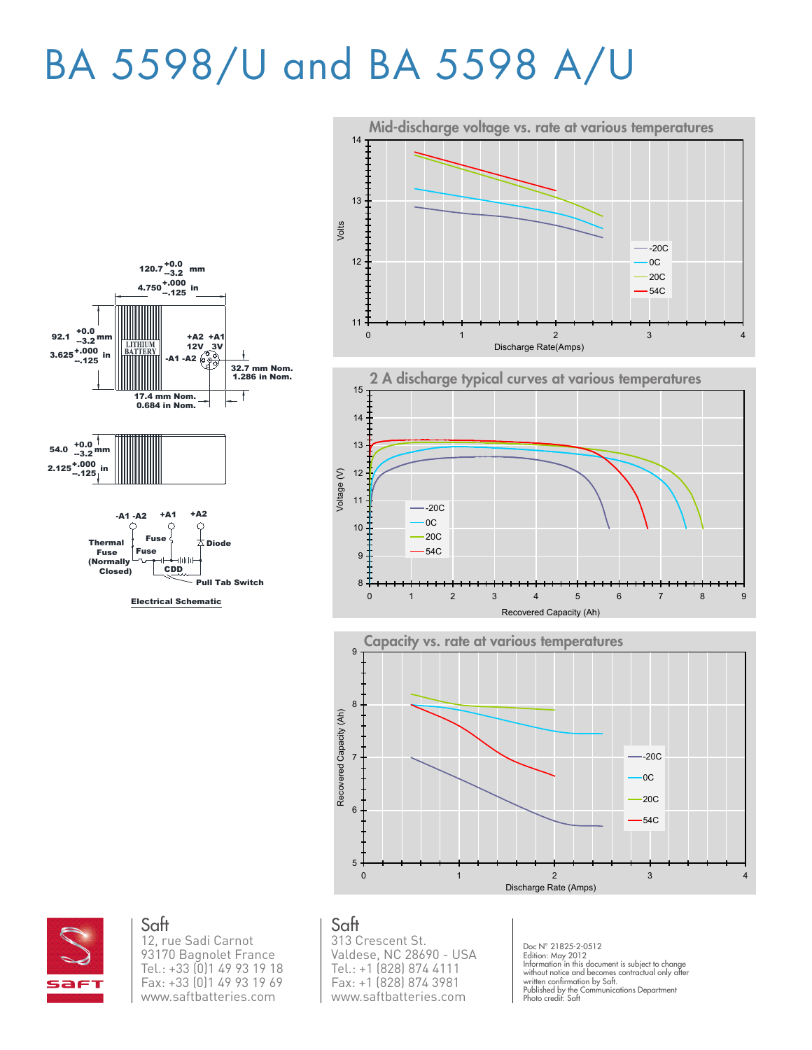# BA 5598/U and BA 5598 A/U

120.7 +0.0 / -3.2 mm
4.750 +.000 / -.125 in

92.1 +0.0 / -3.2 mm
3.625 +.000 / -.125 in

LITHIUM BATTERY

+A2 +A1
12V 3V
-A1 -A2

32.7 mm Nom.
1.286 in Nom.

17.4 mm Nom.
0.684 in Nom.

54.0 +0.0 / -3.2 mm
2.125 +.000 / -.125 in

-A1 -A2 +A1 +A2
Thermal Fuse (Normally Closed)
Fuse
Fuse
Diode
CDD
Pull Tab Switch

Electrical Schematic

## Mid-discharge voltage vs. rate at various temperatures

Volts
14
13
12
11
0 1 2 3 4
Discharge Rate(Amps)
-20C
0C
20C
54C

## 2 A discharge typical curves at various temperatures

Voltage (V)
15
14
13
12
11
10
9
8
0 1 2 3 4 5 6 7 8 9
Recovered Capacity (Ah)
-20C
0C
20C
54C

## Capacity vs. rate at various temperatures

Recovered Capacity (Ah)
9
8
7
6
5
0 1 2 3 4
Discharge Rate (Amps)
-20C
0C
20C
54C

**Saft**
12, rue Sadi Carnot
93170 Bagnolet France
Tel.: +33 (0)1 49 93 19 18
Fax: +33 (0)1 49 93 19 69
www.saftbatteries.com

**Saft**
313 Crescent St.
Valdese, NC 28690 - USA
Tel.: +1 (828) 874 4111
Fax: +1 (828) 874 3981
www.saftbatteries.com

Doc N° 21825-2-0512
Edition: May 2012
Information in this document is subject to change without notice and becomes contractual only after written confirmation by Saft.
Published by the Communications Department
Photo credit: Saft